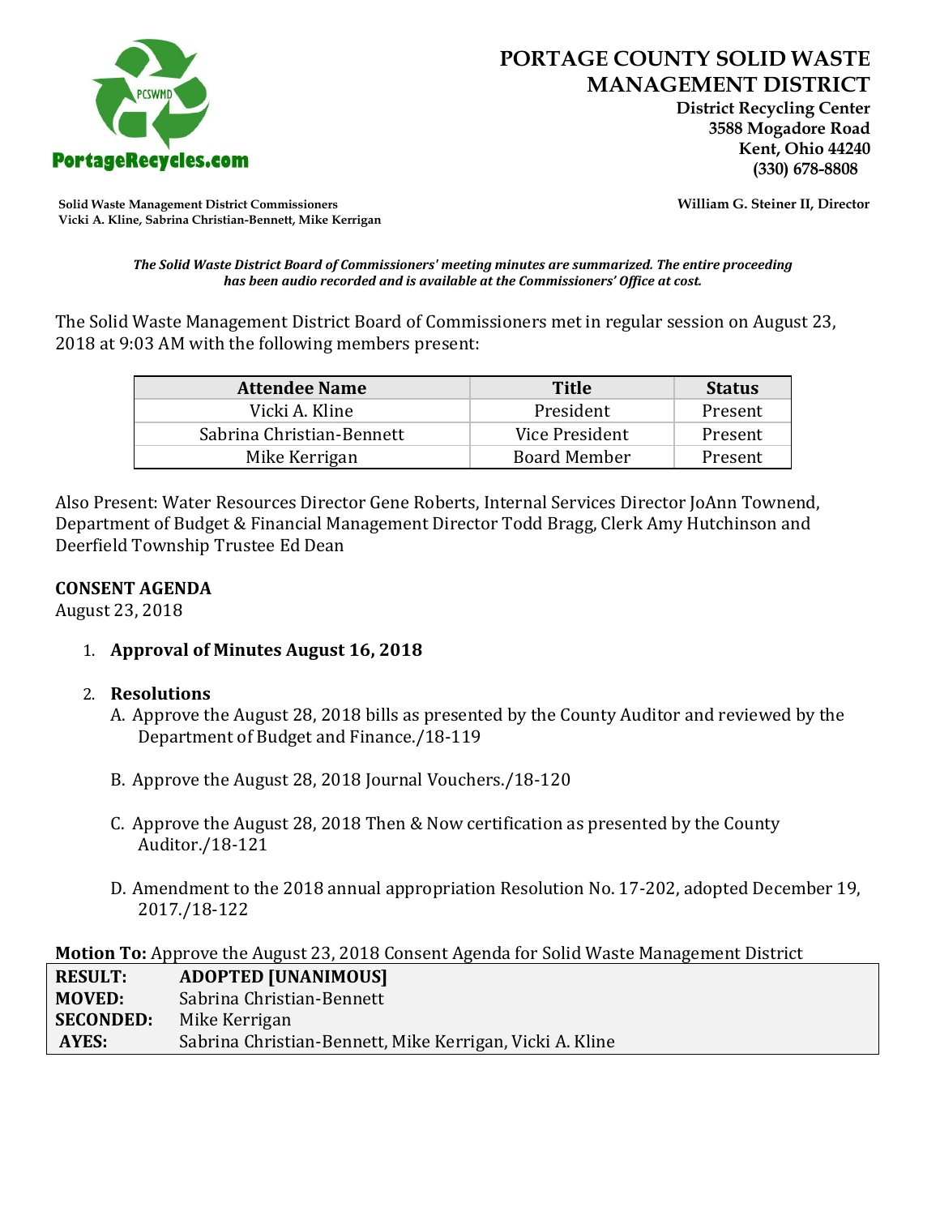# PORTAGE COUNTY SOLID WASTE MANAGEMENT DISTRICT

**District Recycling Center**
**3588 Mogadore Road**
**Kent, Ohio 44240**
**(330) 678-8808**

PortageRecycles.com

**Solid Waste Management District Commissioners**
**Vicki A. Kline, Sabrina Christian-Bennett, Mike Kerrigan**

**William G. Steiner II, Director**

***The Solid Waste District Board of Commissioners' meeting minutes are summarized. The entire proceeding has been audio recorded and is available at the Commissioners' Office at cost.***

The Solid Waste Management District Board of Commissioners met in regular session on August 23, 2018 at 9:03 AM with the following members present:

| Attendee Name | Title | Status |
|---|---|---|
| Vicki A. Kline | President | Present |
| Sabrina Christian-Bennett | Vice President | Present |
| Mike Kerrigan | Board Member | Present |

Also Present: Water Resources Director Gene Roberts, Internal Services Director JoAnn Townend, Department of Budget & Financial Management Director Todd Bragg, Clerk Amy Hutchinson and Deerfield Township Trustee Ed Dean

**CONSENT AGENDA**
August 23, 2018

1. **Approval of Minutes August 16, 2018**

2. **Resolutions**
   A. Approve the August 28, 2018 bills as presented by the County Auditor and reviewed by the Department of Budget and Finance./18-119

   B. Approve the August 28, 2018 Journal Vouchers./18-120

   C. Approve the August 28, 2018 Then & Now certification as presented by the County Auditor./18-121

   D. Amendment to the 2018 annual appropriation Resolution No. 17-202, adopted December 19, 2017./18-122

**Motion To:** Approve the August 23, 2018 Consent Agenda for Solid Waste Management District

| | |
|---|---|
| **RESULT:** | **ADOPTED [UNANIMOUS]** |
| **MOVED:** | Sabrina Christian-Bennett |
| **SECONDED:** | Mike Kerrigan |
| **AYES:** | Sabrina Christian-Bennett, Mike Kerrigan, Vicki A. Kline |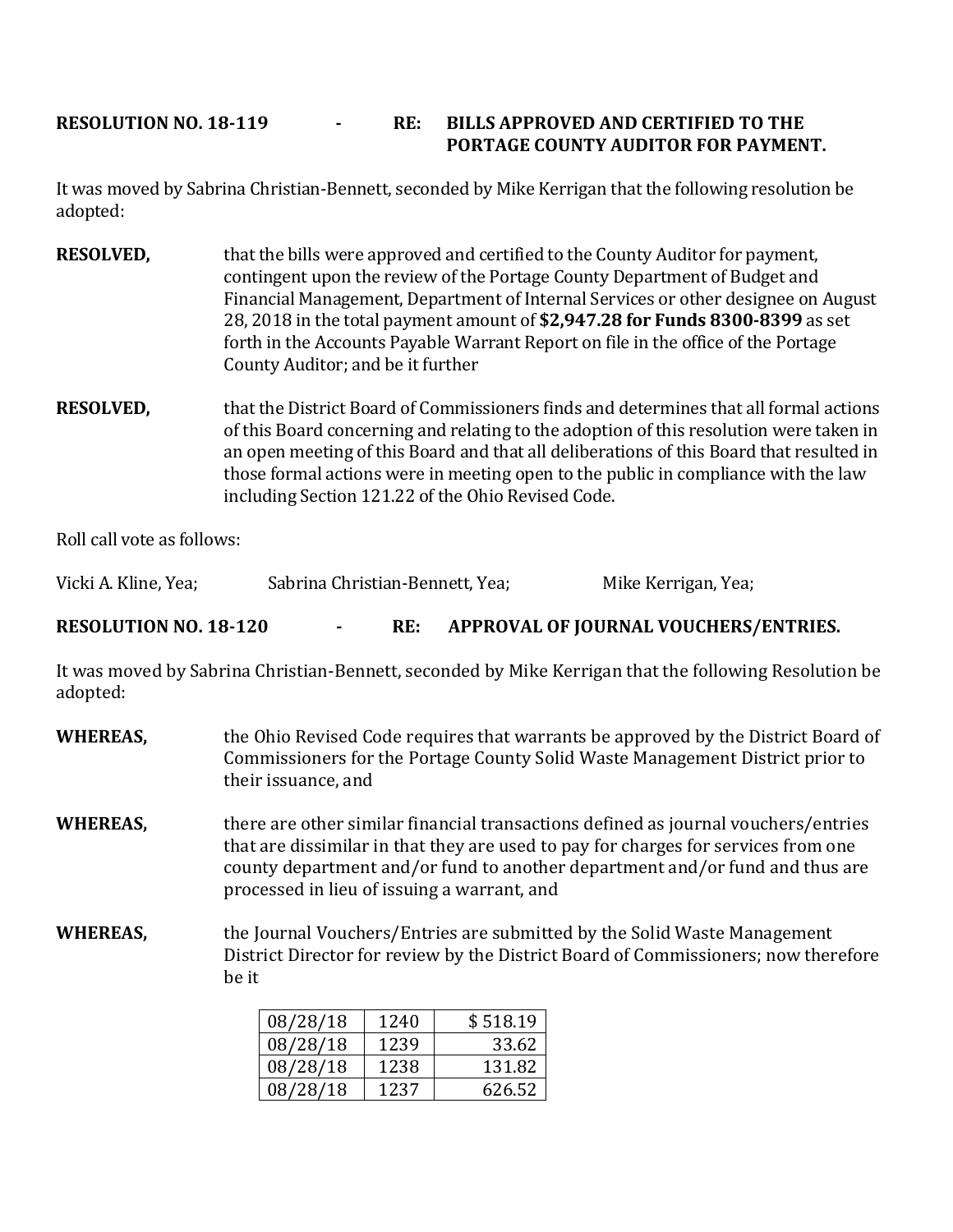**RESOLUTION NO. 18-119 - RE: BILLS APPROVED AND CERTIFIED TO THE PORTAGE COUNTY AUDITOR FOR PAYMENT.**

It was moved by Sabrina Christian-Bennett, seconded by Mike Kerrigan that the following resolution be adopted:

**RESOLVED,** that the bills were approved and certified to the County Auditor for payment, contingent upon the review of the Portage County Department of Budget and Financial Management, Department of Internal Services or other designee on August 28, 2018 in the total payment amount of **$2,947.28 for Funds 8300-8399** as set forth in the Accounts Payable Warrant Report on file in the office of the Portage County Auditor; and be it further

**RESOLVED,** that the District Board of Commissioners finds and determines that all formal actions of this Board concerning and relating to the adoption of this resolution were taken in an open meeting of this Board and that all deliberations of this Board that resulted in those formal actions were in meeting open to the public in compliance with the law including Section 121.22 of the Ohio Revised Code.

Roll call vote as follows:

Vicki A. Kline, Yea; Sabrina Christian-Bennett, Yea; Mike Kerrigan, Yea;

**RESOLUTION NO. 18-120 - RE: APPROVAL OF JOURNAL VOUCHERS/ENTRIES.**

It was moved by Sabrina Christian-Bennett, seconded by Mike Kerrigan that the following Resolution be adopted:

**WHEREAS,** the Ohio Revised Code requires that warrants be approved by the District Board of Commissioners for the Portage County Solid Waste Management District prior to their issuance, and

**WHEREAS,** there are other similar financial transactions defined as journal vouchers/entries that are dissimilar in that they are used to pay for charges for services from one county department and/or fund to another department and/or fund and thus are processed in lieu of issuing a warrant, and

**WHEREAS,** the Journal Vouchers/Entries are submitted by the Solid Waste Management District Director for review by the District Board of Commissioners; now therefore be it

| | | |
|---|---|---|
| 08/28/18 | 1240 | $ 518.19 |
| 08/28/18 | 1239 | 33.62 |
| 08/28/18 | 1238 | 131.82 |
| 08/28/18 | 1237 | 626.52 |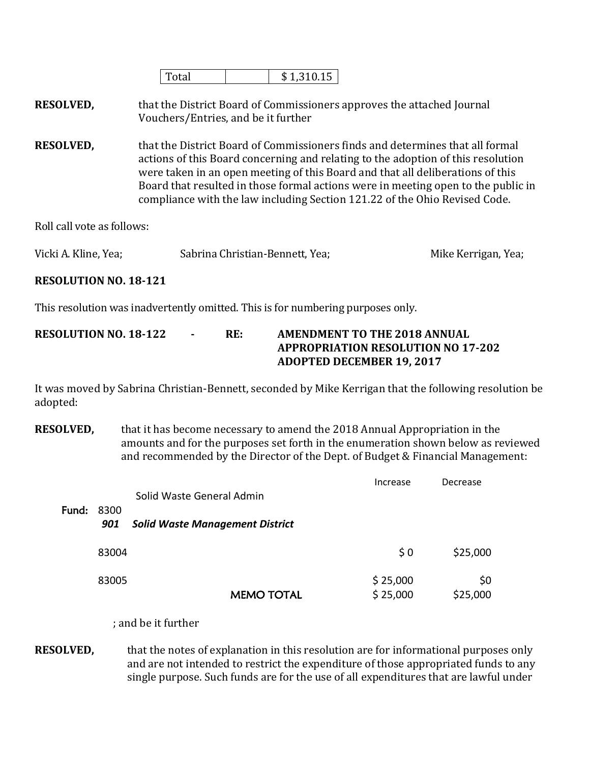| Total | | $ 1,310.15 |
|---|---|---|

**RESOLVED,** that the District Board of Commissioners approves the attached Journal Vouchers/Entries, and be it further

**RESOLVED,** that the District Board of Commissioners finds and determines that all formal actions of this Board concerning and relating to the adoption of this resolution were taken in an open meeting of this Board and that all deliberations of this Board that resulted in those formal actions were in meeting open to the public in compliance with the law including Section 121.22 of the Ohio Revised Code.

Roll call vote as follows:

Vicki A. Kline, Yea; Sabrina Christian-Bennett, Yea; Mike Kerrigan, Yea;

**RESOLUTION NO. 18-121**

This resolution was inadvertently omitted. This is for numbering purposes only.

**RESOLUTION NO. 18-122 - RE: AMENDMENT TO THE 2018 ANNUAL APPROPRIATION RESOLUTION NO 17-202 ADOPTED DECEMBER 19, 2017**

It was moved by Sabrina Christian-Bennett, seconded by Mike Kerrigan that the following resolution be adopted:

**RESOLVED,** that it has become necessary to amend the 2018 Annual Appropriation in the amounts and for the purposes set forth in the enumeration shown below as reviewed and recommended by the Director of the Dept. of Budget & Financial Management:

| | | | Increase | Decrease |
|---|---|---|---|---|
| | | Solid Waste General Admin | | |
| **Fund:** | 8300 | | | |
| | ***901*** | ***Solid Waste Management District*** | | |
| | 83004 | | $ 0 | $25,000 |
| | 83005 | | $ 25,000 | $0 |
| | | MEMO TOTAL | $ 25,000 | $25,000 |

; and be it further

**RESOLVED,** that the notes of explanation in this resolution are for informational purposes only and are not intended to restrict the expenditure of those appropriated funds to any single purpose. Such funds are for the use of all expenditures that are lawful under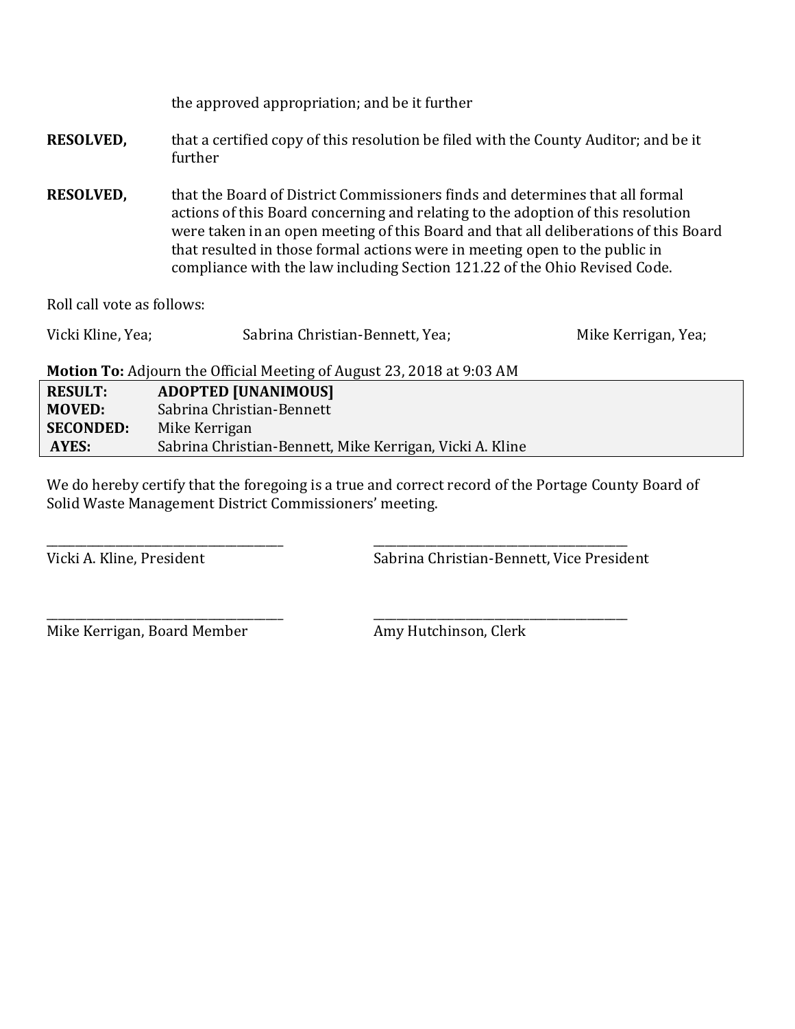the approved appropriation; and be it further

**RESOLVED,** that a certified copy of this resolution be filed with the County Auditor; and be it further

**RESOLVED,** that the Board of District Commissioners finds and determines that all formal actions of this Board concerning and relating to the adoption of this resolution were taken in an open meeting of this Board and that all deliberations of this Board that resulted in those formal actions were in meeting open to the public in compliance with the law including Section 121.22 of the Ohio Revised Code.

Roll call vote as follows:

Vicki Kline, Yea; Sabrina Christian-Bennett, Yea; Mike Kerrigan, Yea;

**Motion To:** Adjourn the Official Meeting of August 23, 2018 at 9:03 AM

| | |
|---|---|
| **RESULT:** | **ADOPTED [UNANIMOUS]** |
| **MOVED:** | Sabrina Christian-Bennett |
| **SECONDED:** | Mike Kerrigan |
| **AYES:** | Sabrina Christian-Bennett, Mike Kerrigan, Vicki A. Kline |

We do hereby certify that the foregoing is a true and correct record of the Portage County Board of Solid Waste Management District Commissioners' meeting.

\_\_\_\_\_\_\_\_\_\_\_\_\_\_\_\_\_\_\_\_\_\_\_\_\_\_\_\_\_\_\_\_\_\_\_\_\_\_
Vicki A. Kline, President

\_\_\_\_\_\_\_\_\_\_\_\_\_\_\_\_\_\_\_\_\_\_\_\_\_\_\_\_\_\_\_\_\_\_\_\_\_\_
Sabrina Christian-Bennett, Vice President

\_\_\_\_\_\_\_\_\_\_\_\_\_\_\_\_\_\_\_\_\_\_\_\_\_\_\_\_\_\_\_\_\_\_\_\_\_\_
Mike Kerrigan, Board Member

\_\_\_\_\_\_\_\_\_\_\_\_\_\_\_\_\_\_\_\_\_\_\_\_\_\_\_\_\_\_\_\_\_\_\_\_\_\_
Amy Hutchinson, Clerk